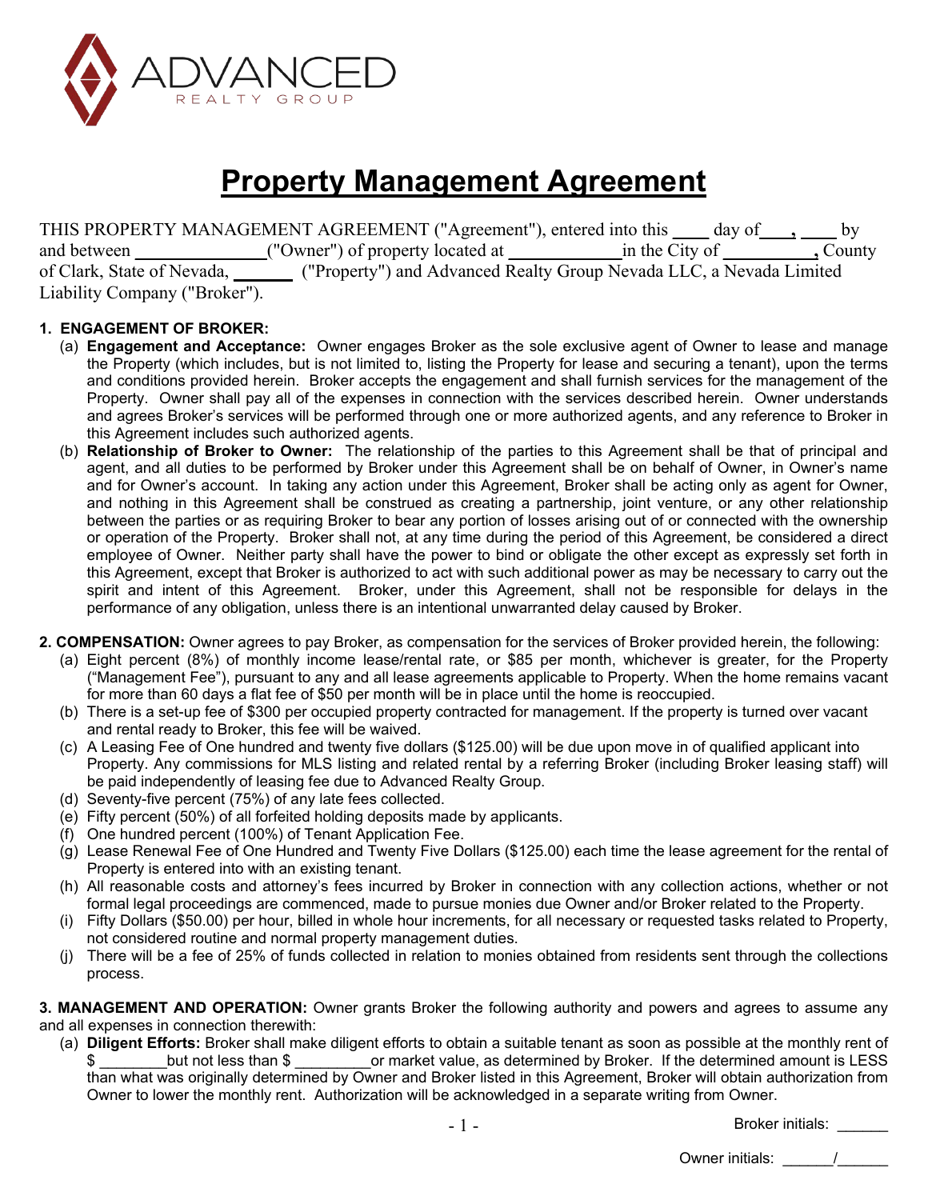ADVANCED
REALTY GROUP

# Property Management Agreement

THIS PROPERTY MANAGEMENT AGREEMENT ("Agreement"), entered into this ____ day of ___, ____ by and between ______________("Owner") of property located at ____________in the City of __________, County of Clark, State of Nevada, _______ ("Property") and Advanced Realty Group Nevada LLC, a Nevada Limited Liability Company ("Broker").

**1. ENGAGEMENT OF BROKER:**

(a) **Engagement and Acceptance:** Owner engages Broker as the sole exclusive agent of Owner to lease and manage the Property (which includes, but is not limited to, listing the Property for lease and securing a tenant), upon the terms and conditions provided herein. Broker accepts the engagement and shall furnish services for the management of the Property. Owner shall pay all of the expenses in connection with the services described herein. Owner understands and agrees Broker's services will be performed through one or more authorized agents, and any reference to Broker in this Agreement includes such authorized agents.

(b) **Relationship of Broker to Owner:** The relationship of the parties to this Agreement shall be that of principal and agent, and all duties to be performed by Broker under this Agreement shall be on behalf of Owner, in Owner's name and for Owner's account. In taking any action under this Agreement, Broker shall be acting only as agent for Owner, and nothing in this Agreement shall be construed as creating a partnership, joint venture, or any other relationship between the parties or as requiring Broker to bear any portion of losses arising out of or connected with the ownership or operation of the Property. Broker shall not, at any time during the period of this Agreement, be considered a direct employee of Owner. Neither party shall have the power to bind or obligate the other except as expressly set forth in this Agreement, except that Broker is authorized to act with such additional power as may be necessary to carry out the spirit and intent of this Agreement. Broker, under this Agreement, shall not be responsible for delays in the performance of any obligation, unless there is an intentional unwarranted delay caused by Broker.

**2. COMPENSATION:** Owner agrees to pay Broker, as compensation for the services of Broker provided herein, the following:

(a) Eight percent (8%) of monthly income lease/rental rate, or $85 per month, whichever is greater, for the Property ("Management Fee"), pursuant to any and all lease agreements applicable to Property. When the home remains vacant for more than 60 days a flat fee of $50 per month will be in place until the home is reoccupied.

(b) There is a set-up fee of $300 per occupied property contracted for management. If the property is turned over vacant and rental ready to Broker, this fee will be waived.

(c) A Leasing Fee of One hundred and twenty five dollars ($125.00) will be due upon move in of qualified applicant into Property. Any commissions for MLS listing and related rental by a referring Broker (including Broker leasing staff) will be paid independently of leasing fee due to Advanced Realty Group.

(d) Seventy-five percent (75%) of any late fees collected.

(e) Fifty percent (50%) of all forfeited holding deposits made by applicants.

(f) One hundred percent (100%) of Tenant Application Fee.

(g) Lease Renewal Fee of One Hundred and Twenty Five Dollars ($125.00) each time the lease agreement for the rental of Property is entered into with an existing tenant.

(h) All reasonable costs and attorney's fees incurred by Broker in connection with any collection actions, whether or not formal legal proceedings are commenced, made to pursue monies due Owner and/or Broker related to the Property.

(i) Fifty Dollars ($50.00) per hour, billed in whole hour increments, for all necessary or requested tasks related to Property, not considered routine and normal property management duties.

(j) There will be a fee of 25% of funds collected in relation to monies obtained from residents sent through the collections process.

**3. MANAGEMENT AND OPERATION:** Owner grants Broker the following authority and powers and agrees to assume any and all expenses in connection therewith:

(a) **Diligent Efforts:** Broker shall make diligent efforts to obtain a suitable tenant as soon as possible at the monthly rent of $ ________but not less than $ _________or market value, as determined by Broker. If the determined amount is LESS than what was originally determined by Owner and Broker listed in this Agreement, Broker will obtain authorization from Owner to lower the monthly rent. Authorization will be acknowledged in a separate writing from Owner.

Broker initials: ______

Owner initials: ______/______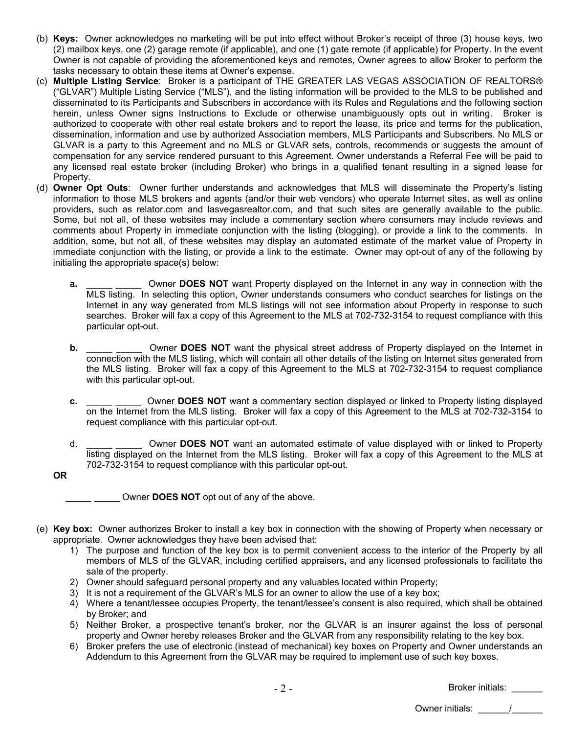(b) **Keys:** Owner acknowledges no marketing will be put into effect without Broker's receipt of three (3) house keys, two (2) mailbox keys, one (2) garage remote (if applicable), and one (1) gate remote (if applicable) for Property. In the event Owner is not capable of providing the aforementioned keys and remotes, Owner agrees to allow Broker to perform the tasks necessary to obtain these items at Owner's expense.

(c) **Multiple Listing Service**: Broker is a participant of THE GREATER LAS VEGAS ASSOCIATION OF REALTORS® ("GLVAR") Multiple Listing Service ("MLS"), and the listing information will be provided to the MLS to be published and disseminated to its Participants and Subscribers in accordance with its Rules and Regulations and the following section herein, unless Owner signs Instructions to Exclude or otherwise unambiguously opts out in writing. Broker is authorized to cooperate with other real estate brokers and to report the lease, its price and terms for the publication, dissemination, information and use by authorized Association members, MLS Participants and Subscribers. No MLS or GLVAR is a party to this Agreement and no MLS or GLVAR sets, controls, recommends or suggests the amount of compensation for any service rendered pursuant to this Agreement. Owner understands a Referral Fee will be paid to any licensed real estate broker (including Broker) who brings in a qualified tenant resulting in a signed lease for Property.

(d) **Owner Opt Outs**: Owner further understands and acknowledges that MLS will disseminate the Property's listing information to those MLS brokers and agents (and/or their web vendors) who operate Internet sites, as well as online providers, such as relator.com and lasvegasrealtor.com, and that such sites are generally available to the public. Some, but not all, of these websites may include a commentary section where consumers may include reviews and comments about Property in immediate conjunction with the listing (blogging), or provide a link to the comments. In addition, some, but not all, of these websites may display an automated estimate of the market value of Property in immediate conjunction with the listing, or provide a link to the estimate. Owner may opt-out of any of the following by initialing the appropriate space(s) below:

**a.** _____ _____ Owner **DOES NOT** want Property displayed on the Internet in any way in connection with the MLS listing. In selecting this option, Owner understands consumers who conduct searches for listings on the Internet in any way generated from MLS listings will not see information about Property in response to such searches. Broker will fax a copy of this Agreement to the MLS at 702-732-3154 to request compliance with this particular opt-out.

**b.** _____ _____ Owner **DOES NOT** want the physical street address of Property displayed on the Internet in connection with the MLS listing, which will contain all other details of the listing on Internet sites generated from the MLS listing. Broker will fax a copy of this Agreement to the MLS at 702-732-3154 to request compliance with this particular opt-out.

**c.** _____ _____ Owner **DOES NOT** want a commentary section displayed or linked to Property listing displayed on the Internet from the MLS listing. Broker will fax a copy of this Agreement to the MLS at 702-732-3154 to request compliance with this particular opt-out.

d. _____ _____ Owner **DOES NOT** want an automated estimate of value displayed with or linked to Property listing displayed on the Internet from the MLS listing. Broker will fax a copy of this Agreement to the MLS at 702-732-3154 to request compliance with this particular opt-out.

**OR**

**_____ _____** Owner **DOES NOT** opt out of any of the above.

(e) **Key box:** Owner authorizes Broker to install a key box in connection with the showing of Property when necessary or appropriate. Owner acknowledges they have been advised that:

1) The purpose and function of the key box is to permit convenient access to the interior of the Property by all members of MLS of the GLVAR, including certified appraisers**,** and any licensed professionals to facilitate the sale of the property.
2) Owner should safeguard personal property and any valuables located within Property;
3) It is not a requirement of the GLVAR's MLS for an owner to allow the use of a key box;
4) Where a tenant/lessee occupies Property, the tenant/lessee's consent is also required, which shall be obtained by Broker; and
5) Neither Broker, a prospective tenant's broker, nor the GLVAR is an insurer against the loss of personal property and Owner hereby releases Broker and the GLVAR from any responsibility relating to the key box.
6) Broker prefers the use of electronic (instead of mechanical) key boxes on Property and Owner understands an Addendum to this Agreement from the GLVAR may be required to implement use of such key boxes.

Broker initials: ______

Owner initials: ______/______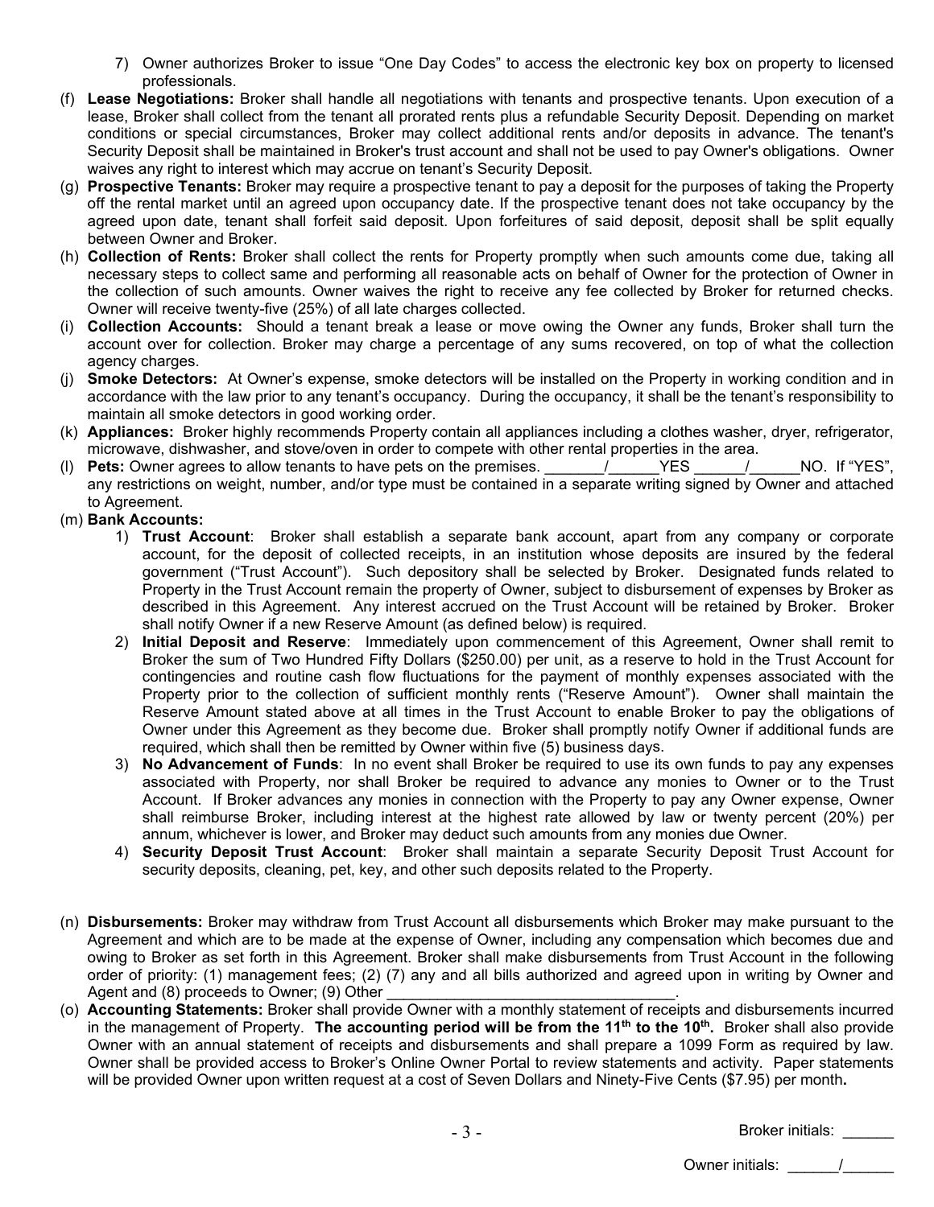7) Owner authorizes Broker to issue "One Day Codes" to access the electronic key box on property to licensed professionals.

(f) **Lease Negotiations:** Broker shall handle all negotiations with tenants and prospective tenants. Upon execution of a lease, Broker shall collect from the tenant all prorated rents plus a refundable Security Deposit. Depending on market conditions or special circumstances, Broker may collect additional rents and/or deposits in advance. The tenant's Security Deposit shall be maintained in Broker's trust account and shall not be used to pay Owner's obligations. Owner waives any right to interest which may accrue on tenant's Security Deposit.

(g) **Prospective Tenants:** Broker may require a prospective tenant to pay a deposit for the purposes of taking the Property off the rental market until an agreed upon occupancy date. If the prospective tenant does not take occupancy by the agreed upon date, tenant shall forfeit said deposit. Upon forfeitures of said deposit, deposit shall be split equally between Owner and Broker.

(h) **Collection of Rents:** Broker shall collect the rents for Property promptly when such amounts come due, taking all necessary steps to collect same and performing all reasonable acts on behalf of Owner for the protection of Owner in the collection of such amounts. Owner waives the right to receive any fee collected by Broker for returned checks. Owner will receive twenty-five (25%) of all late charges collected.

(i) **Collection Accounts:** Should a tenant break a lease or move owing the Owner any funds, Broker shall turn the account over for collection. Broker may charge a percentage of any sums recovered, on top of what the collection agency charges.

(j) **Smoke Detectors:** At Owner's expense, smoke detectors will be installed on the Property in working condition and in accordance with the law prior to any tenant's occupancy. During the occupancy, it shall be the tenant's responsibility to maintain all smoke detectors in good working order.

(k) **Appliances:** Broker highly recommends Property contain all appliances including a clothes washer, dryer, refrigerator, microwave, dishwasher, and stove/oven in order to compete with other rental properties in the area.

(l) **Pets:** Owner agrees to allow tenants to have pets on the premises. _______/______YES ______/______NO. If "YES", any restrictions on weight, number, and/or type must be contained in a separate writing signed by Owner and attached to Agreement.

(m) **Bank Accounts:**

1) **Trust Account**: Broker shall establish a separate bank account, apart from any company or corporate account, for the deposit of collected receipts, in an institution whose deposits are insured by the federal government ("Trust Account"). Such depository shall be selected by Broker. Designated funds related to Property in the Trust Account remain the property of Owner, subject to disbursement of expenses by Broker as described in this Agreement. Any interest accrued on the Trust Account will be retained by Broker. Broker shall notify Owner if a new Reserve Amount (as defined below) is required.

2) **Initial Deposit and Reserve**: Immediately upon commencement of this Agreement, Owner shall remit to Broker the sum of Two Hundred Fifty Dollars ($250.00) per unit, as a reserve to hold in the Trust Account for contingencies and routine cash flow fluctuations for the payment of monthly expenses associated with the Property prior to the collection of sufficient monthly rents ("Reserve Amount"). Owner shall maintain the Reserve Amount stated above at all times in the Trust Account to enable Broker to pay the obligations of Owner under this Agreement as they become due. Broker shall promptly notify Owner if additional funds are required, which shall then be remitted by Owner within five (5) business days.

3) **No Advancement of Funds**: In no event shall Broker be required to use its own funds to pay any expenses associated with Property, nor shall Broker be required to advance any monies to Owner or to the Trust Account. If Broker advances any monies in connection with the Property to pay any Owner expense, Owner shall reimburse Broker, including interest at the highest rate allowed by law or twenty percent (20%) per annum, whichever is lower, and Broker may deduct such amounts from any monies due Owner.

4) **Security Deposit Trust Account**: Broker shall maintain a separate Security Deposit Trust Account for security deposits, cleaning, pet, key, and other such deposits related to the Property.

(n) **Disbursements:** Broker may withdraw from Trust Account all disbursements which Broker may make pursuant to the Agreement and which are to be made at the expense of Owner, including any compensation which becomes due and owing to Broker as set forth in this Agreement. Broker shall make disbursements from Trust Account in the following order of priority: (1) management fees; (2) (7) any and all bills authorized and agreed upon in writing by Owner and Agent and (8) proceeds to Owner; (9) Other ___________________________________.

(o) **Accounting Statements:** Broker shall provide Owner with a monthly statement of receipts and disbursements incurred in the management of Property. **The accounting period will be from the 11th to the 10th.** Broker shall also provide Owner with an annual statement of receipts and disbursements and shall prepare a 1099 Form as required by law. Owner shall be provided access to Broker's Online Owner Portal to review statements and activity. Paper statements will be provided Owner upon written request at a cost of Seven Dollars and Ninety-Five Cents ($7.95) per month**.**

Broker initials: ______

Owner initials: ______/______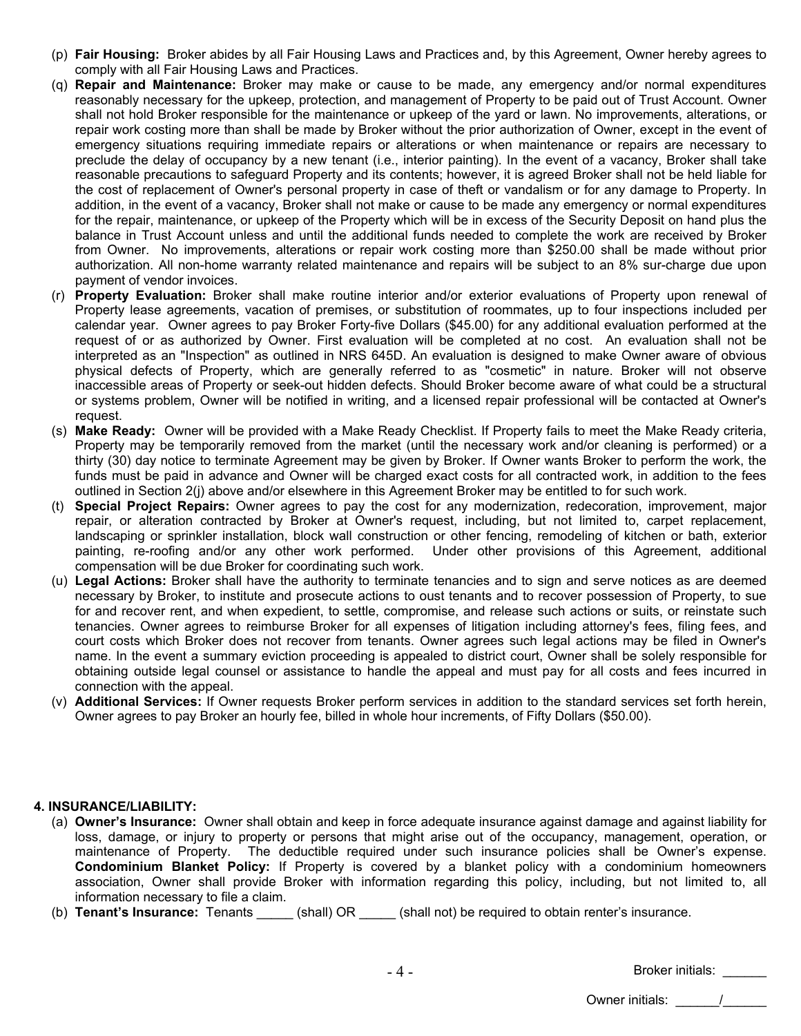(p) **Fair Housing:** Broker abides by all Fair Housing Laws and Practices and, by this Agreement, Owner hereby agrees to comply with all Fair Housing Laws and Practices.

(q) **Repair and Maintenance:** Broker may make or cause to be made, any emergency and/or normal expenditures reasonably necessary for the upkeep, protection, and management of Property to be paid out of Trust Account. Owner shall not hold Broker responsible for the maintenance or upkeep of the yard or lawn. No improvements, alterations, or repair work costing more than shall be made by Broker without the prior authorization of Owner, except in the event of emergency situations requiring immediate repairs or alterations or when maintenance or repairs are necessary to preclude the delay of occupancy by a new tenant (i.e., interior painting). In the event of a vacancy, Broker shall take reasonable precautions to safeguard Property and its contents; however, it is agreed Broker shall not be held liable for the cost of replacement of Owner's personal property in case of theft or vandalism or for any damage to Property. In addition, in the event of a vacancy, Broker shall not make or cause to be made any emergency or normal expenditures for the repair, maintenance, or upkeep of the Property which will be in excess of the Security Deposit on hand plus the balance in Trust Account unless and until the additional funds needed to complete the work are received by Broker from Owner. No improvements, alterations or repair work costing more than $250.00 shall be made without prior authorization. All non-home warranty related maintenance and repairs will be subject to an 8% sur-charge due upon payment of vendor invoices.

(r) **Property Evaluation:** Broker shall make routine interior and/or exterior evaluations of Property upon renewal of Property lease agreements, vacation of premises, or substitution of roommates, up to four inspections included per calendar year. Owner agrees to pay Broker Forty-five Dollars ($45.00) for any additional evaluation performed at the request of or as authorized by Owner. First evaluation will be completed at no cost. An evaluation shall not be interpreted as an "Inspection" as outlined in NRS 645D. An evaluation is designed to make Owner aware of obvious physical defects of Property, which are generally referred to as "cosmetic" in nature. Broker will not observe inaccessible areas of Property or seek-out hidden defects. Should Broker become aware of what could be a structural or systems problem, Owner will be notified in writing, and a licensed repair professional will be contacted at Owner's request.

(s) **Make Ready:** Owner will be provided with a Make Ready Checklist. If Property fails to meet the Make Ready criteria, Property may be temporarily removed from the market (until the necessary work and/or cleaning is performed) or a thirty (30) day notice to terminate Agreement may be given by Broker. If Owner wants Broker to perform the work, the funds must be paid in advance and Owner will be charged exact costs for all contracted work, in addition to the fees outlined in Section 2(j) above and/or elsewhere in this Agreement Broker may be entitled to for such work.

(t) **Special Project Repairs:** Owner agrees to pay the cost for any modernization, redecoration, improvement, major repair, or alteration contracted by Broker at Owner's request, including, but not limited to, carpet replacement, landscaping or sprinkler installation, block wall construction or other fencing, remodeling of kitchen or bath, exterior painting, re-roofing and/or any other work performed. Under other provisions of this Agreement, additional compensation will be due Broker for coordinating such work.

(u) **Legal Actions:** Broker shall have the authority to terminate tenancies and to sign and serve notices as are deemed necessary by Broker, to institute and prosecute actions to oust tenants and to recover possession of Property, to sue for and recover rent, and when expedient, to settle, compromise, and release such actions or suits, or reinstate such tenancies. Owner agrees to reimburse Broker for all expenses of litigation including attorney's fees, filing fees, and court costs which Broker does not recover from tenants. Owner agrees such legal actions may be filed in Owner's name. In the event a summary eviction proceeding is appealed to district court, Owner shall be solely responsible for obtaining outside legal counsel or assistance to handle the appeal and must pay for all costs and fees incurred in connection with the appeal.

(v) **Additional Services:** If Owner requests Broker perform services in addition to the standard services set forth herein, Owner agrees to pay Broker an hourly fee, billed in whole hour increments, of Fifty Dollars ($50.00).

**4. INSURANCE/LIABILITY:**

(a) **Owner's Insurance:** Owner shall obtain and keep in force adequate insurance against damage and against liability for loss, damage, or injury to property or persons that might arise out of the occupancy, management, operation, or maintenance of Property. The deductible required under such insurance policies shall be Owner's expense. **Condominium Blanket Policy:** If Property is covered by a blanket policy with a condominium homeowners association, Owner shall provide Broker with information regarding this policy, including, but not limited to, all information necessary to file a claim.

(b) **Tenant's Insurance:** Tenants _____ (shall) OR _____ (shall not) be required to obtain renter's insurance.

Broker initials: ______

Owner initials: ______/______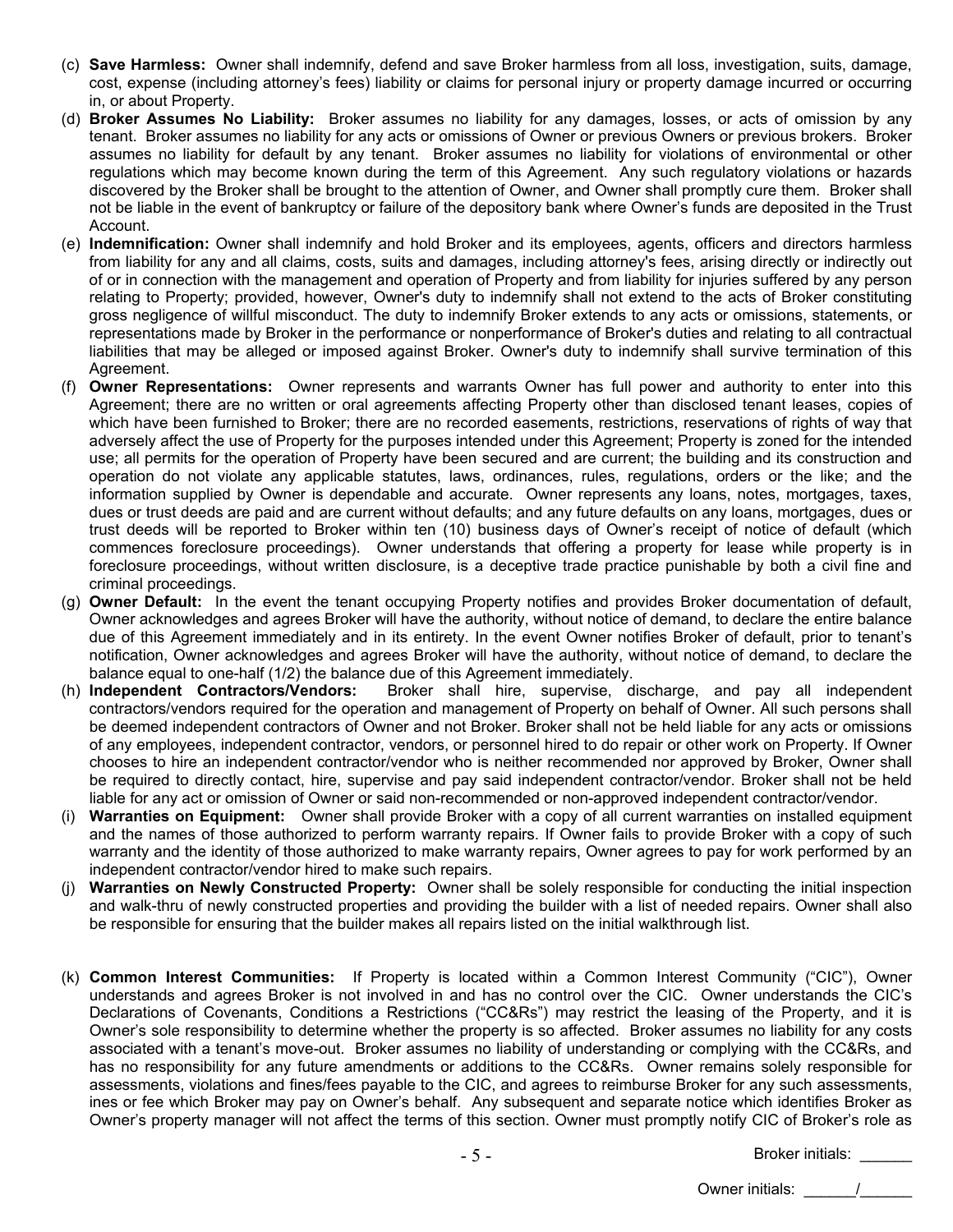(c) **Save Harmless:** Owner shall indemnify, defend and save Broker harmless from all loss, investigation, suits, damage, cost, expense (including attorney's fees) liability or claims for personal injury or property damage incurred or occurring in, or about Property.

(d) **Broker Assumes No Liability:** Broker assumes no liability for any damages, losses, or acts of omission by any tenant. Broker assumes no liability for any acts or omissions of Owner or previous Owners or previous brokers. Broker assumes no liability for default by any tenant. Broker assumes no liability for violations of environmental or other regulations which may become known during the term of this Agreement. Any such regulatory violations or hazards discovered by the Broker shall be brought to the attention of Owner, and Owner shall promptly cure them. Broker shall not be liable in the event of bankruptcy or failure of the depository bank where Owner's funds are deposited in the Trust Account.

(e) **Indemnification:** Owner shall indemnify and hold Broker and its employees, agents, officers and directors harmless from liability for any and all claims, costs, suits and damages, including attorney's fees, arising directly or indirectly out of or in connection with the management and operation of Property and from liability for injuries suffered by any person relating to Property; provided, however, Owner's duty to indemnify shall not extend to the acts of Broker constituting gross negligence of willful misconduct. The duty to indemnify Broker extends to any acts or omissions, statements, or representations made by Broker in the performance or nonperformance of Broker's duties and relating to all contractual liabilities that may be alleged or imposed against Broker. Owner's duty to indemnify shall survive termination of this Agreement.

(f) **Owner Representations:** Owner represents and warrants Owner has full power and authority to enter into this Agreement; there are no written or oral agreements affecting Property other than disclosed tenant leases, copies of which have been furnished to Broker; there are no recorded easements, restrictions, reservations of rights of way that adversely affect the use of Property for the purposes intended under this Agreement; Property is zoned for the intended use; all permits for the operation of Property have been secured and are current; the building and its construction and operation do not violate any applicable statutes, laws, ordinances, rules, regulations, orders or the like; and the information supplied by Owner is dependable and accurate. Owner represents any loans, notes, mortgages, taxes, dues or trust deeds are paid and are current without defaults; and any future defaults on any loans, mortgages, dues or trust deeds will be reported to Broker within ten (10) business days of Owner's receipt of notice of default (which commences foreclosure proceedings). Owner understands that offering a property for lease while property is in foreclosure proceedings, without written disclosure, is a deceptive trade practice punishable by both a civil fine and criminal proceedings.

(g) **Owner Default:** In the event the tenant occupying Property notifies and provides Broker documentation of default, Owner acknowledges and agrees Broker will have the authority, without notice of demand, to declare the entire balance due of this Agreement immediately and in its entirety. In the event Owner notifies Broker of default, prior to tenant's notification, Owner acknowledges and agrees Broker will have the authority, without notice of demand, to declare the balance equal to one-half (1/2) the balance due of this Agreement immediately.

(h) **Independent Contractors/Vendors:** Broker shall hire, supervise, discharge, and pay all independent contractors/vendors required for the operation and management of Property on behalf of Owner. All such persons shall be deemed independent contractors of Owner and not Broker. Broker shall not be held liable for any acts or omissions of any employees, independent contractor, vendors, or personnel hired to do repair or other work on Property. If Owner chooses to hire an independent contractor/vendor who is neither recommended nor approved by Broker, Owner shall be required to directly contact, hire, supervise and pay said independent contractor/vendor. Broker shall not be held liable for any act or omission of Owner or said non-recommended or non-approved independent contractor/vendor.

(i) **Warranties on Equipment:** Owner shall provide Broker with a copy of all current warranties on installed equipment and the names of those authorized to perform warranty repairs. If Owner fails to provide Broker with a copy of such warranty and the identity of those authorized to make warranty repairs, Owner agrees to pay for work performed by an independent contractor/vendor hired to make such repairs.

(j) **Warranties on Newly Constructed Property:** Owner shall be solely responsible for conducting the initial inspection and walk-thru of newly constructed properties and providing the builder with a list of needed repairs. Owner shall also be responsible for ensuring that the builder makes all repairs listed on the initial walkthrough list.

(k) **Common Interest Communities:** If Property is located within a Common Interest Community ("CIC"), Owner understands and agrees Broker is not involved in and has no control over the CIC. Owner understands the CIC's Declarations of Covenants, Conditions a Restrictions ("CC&Rs") may restrict the leasing of the Property, and it is Owner's sole responsibility to determine whether the property is so affected. Broker assumes no liability for any costs associated with a tenant's move-out. Broker assumes no liability of understanding or complying with the CC&Rs, and has no responsibility for any future amendments or additions to the CC&Rs. Owner remains solely responsible for assessments, violations and fines/fees payable to the CIC, and agrees to reimburse Broker for any such assessments, ines or fee which Broker may pay on Owner's behalf. Any subsequent and separate notice which identifies Broker as Owner's property manager will not affect the terms of this section. Owner must promptly notify CIC of Broker's role as

Broker initials: ______

Owner initials: ______/______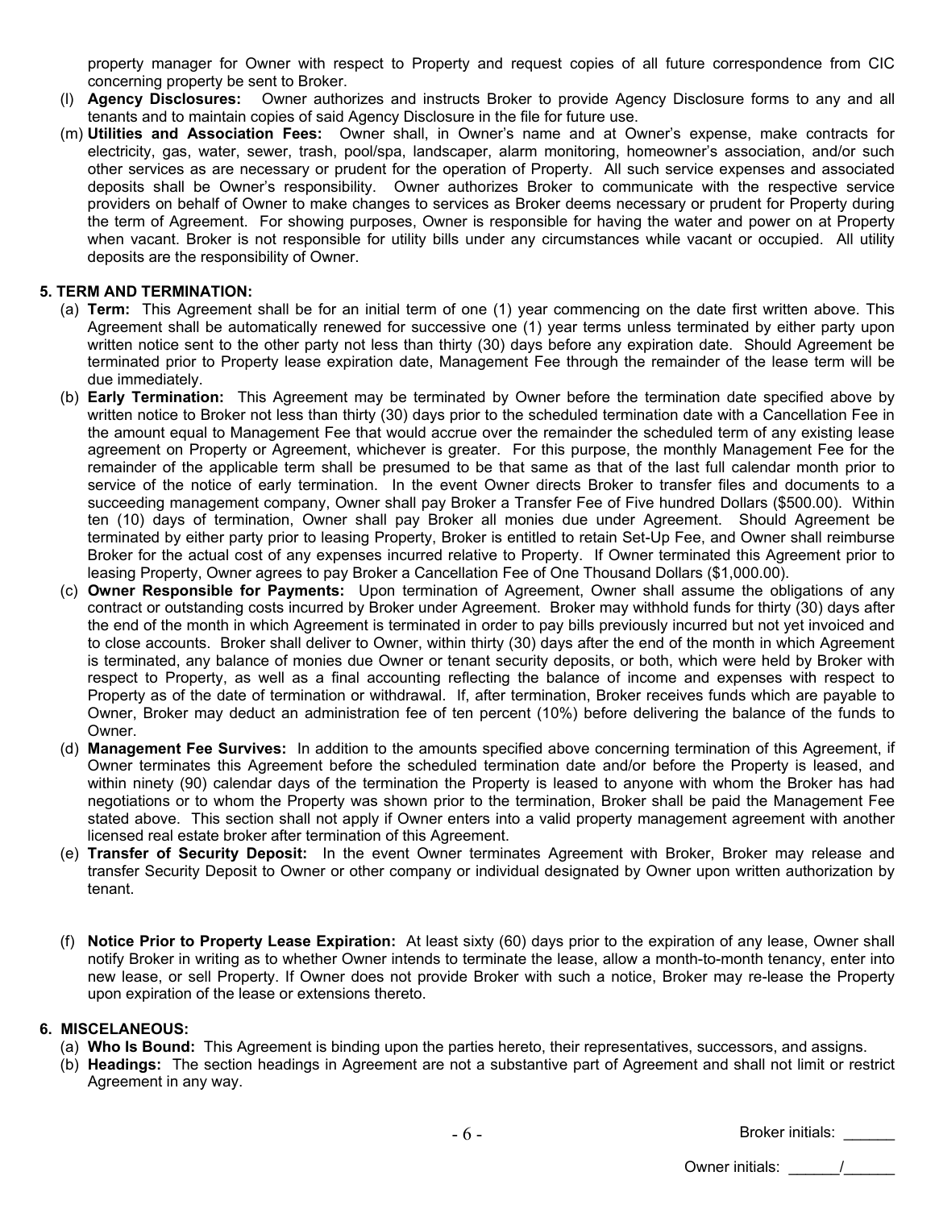property manager for Owner with respect to Property and request copies of all future correspondence from CIC concerning property be sent to Broker.

(l) **Agency Disclosures:** Owner authorizes and instructs Broker to provide Agency Disclosure forms to any and all tenants and to maintain copies of said Agency Disclosure in the file for future use.

(m) **Utilities and Association Fees:** Owner shall, in Owner's name and at Owner's expense, make contracts for electricity, gas, water, sewer, trash, pool/spa, landscaper, alarm monitoring, homeowner's association, and/or such other services as are necessary or prudent for the operation of Property. All such service expenses and associated deposits shall be Owner's responsibility. Owner authorizes Broker to communicate with the respective service providers on behalf of Owner to make changes to services as Broker deems necessary or prudent for Property during the term of Agreement. For showing purposes, Owner is responsible for having the water and power on at Property when vacant. Broker is not responsible for utility bills under any circumstances while vacant or occupied. All utility deposits are the responsibility of Owner.

**5. TERM AND TERMINATION:**

(a) **Term:** This Agreement shall be for an initial term of one (1) year commencing on the date first written above. This Agreement shall be automatically renewed for successive one (1) year terms unless terminated by either party upon written notice sent to the other party not less than thirty (30) days before any expiration date. Should Agreement be terminated prior to Property lease expiration date, Management Fee through the remainder of the lease term will be due immediately.

(b) **Early Termination:** This Agreement may be terminated by Owner before the termination date specified above by written notice to Broker not less than thirty (30) days prior to the scheduled termination date with a Cancellation Fee in the amount equal to Management Fee that would accrue over the remainder the scheduled term of any existing lease agreement on Property or Agreement, whichever is greater. For this purpose, the monthly Management Fee for the remainder of the applicable term shall be presumed to be that same as that of the last full calendar month prior to service of the notice of early termination. In the event Owner directs Broker to transfer files and documents to a succeeding management company, Owner shall pay Broker a Transfer Fee of Five hundred Dollars ($500.00). Within ten (10) days of termination, Owner shall pay Broker all monies due under Agreement. Should Agreement be terminated by either party prior to leasing Property, Broker is entitled to retain Set-Up Fee, and Owner shall reimburse Broker for the actual cost of any expenses incurred relative to Property. If Owner terminated this Agreement prior to leasing Property, Owner agrees to pay Broker a Cancellation Fee of One Thousand Dollars ($1,000.00).

(c) **Owner Responsible for Payments:** Upon termination of Agreement, Owner shall assume the obligations of any contract or outstanding costs incurred by Broker under Agreement. Broker may withhold funds for thirty (30) days after the end of the month in which Agreement is terminated in order to pay bills previously incurred but not yet invoiced and to close accounts. Broker shall deliver to Owner, within thirty (30) days after the end of the month in which Agreement is terminated, any balance of monies due Owner or tenant security deposits, or both, which were held by Broker with respect to Property, as well as a final accounting reflecting the balance of income and expenses with respect to Property as of the date of termination or withdrawal. If, after termination, Broker receives funds which are payable to Owner, Broker may deduct an administration fee of ten percent (10%) before delivering the balance of the funds to Owner.

(d) **Management Fee Survives:** In addition to the amounts specified above concerning termination of this Agreement, if Owner terminates this Agreement before the scheduled termination date and/or before the Property is leased, and within ninety (90) calendar days of the termination the Property is leased to anyone with whom the Broker has had negotiations or to whom the Property was shown prior to the termination, Broker shall be paid the Management Fee stated above. This section shall not apply if Owner enters into a valid property management agreement with another licensed real estate broker after termination of this Agreement.

(e) **Transfer of Security Deposit:** In the event Owner terminates Agreement with Broker, Broker may release and transfer Security Deposit to Owner or other company or individual designated by Owner upon written authorization by tenant.

(f) **Notice Prior to Property Lease Expiration:** At least sixty (60) days prior to the expiration of any lease, Owner shall notify Broker in writing as to whether Owner intends to terminate the lease, allow a month-to-month tenancy, enter into new lease, or sell Property. If Owner does not provide Broker with such a notice, Broker may re-lease the Property upon expiration of the lease or extensions thereto.

**6. MISCELANEOUS:**

(a) **Who Is Bound:** This Agreement is binding upon the parties hereto, their representatives, successors, and assigns.

(b) **Headings:** The section headings in Agreement are not a substantive part of Agreement and shall not limit or restrict Agreement in any way.

Broker initials: ______

Owner initials: ______/______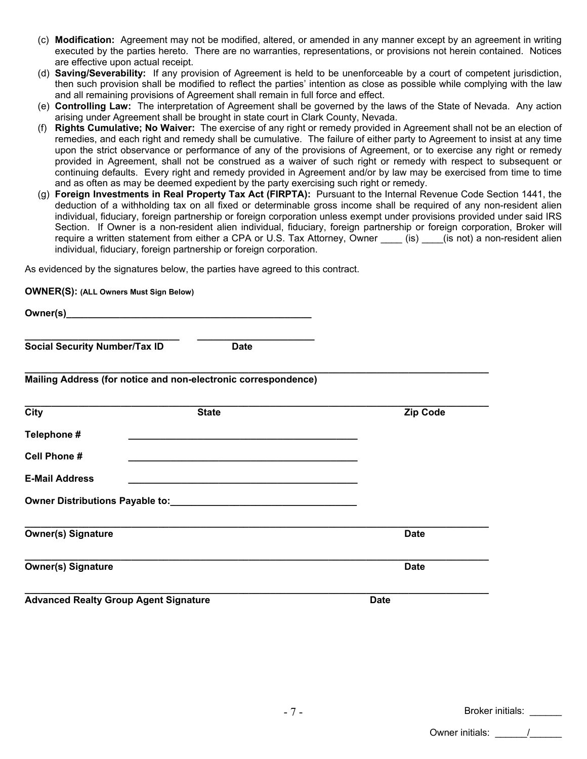(c) **Modification:** Agreement may not be modified, altered, or amended in any manner except by an agreement in writing executed by the parties hereto. There are no warranties, representations, or provisions not herein contained. Notices are effective upon actual receipt.

(d) **Saving/Severability:** If any provision of Agreement is held to be unenforceable by a court of competent jurisdiction, then such provision shall be modified to reflect the parties' intention as close as possible while complying with the law and all remaining provisions of Agreement shall remain in full force and effect.

(e) **Controlling Law:** The interpretation of Agreement shall be governed by the laws of the State of Nevada. Any action arising under Agreement shall be brought in state court in Clark County, Nevada.

(f) **Rights Cumulative; No Waiver:** The exercise of any right or remedy provided in Agreement shall not be an election of remedies, and each right and remedy shall be cumulative. The failure of either party to Agreement to insist at any time upon the strict observance or performance of any of the provisions of Agreement, or to exercise any right or remedy provided in Agreement, shall not be construed as a waiver of such right or remedy with respect to subsequent or continuing defaults. Every right and remedy provided in Agreement and/or by law may be exercised from time to time and as often as may be deemed expedient by the party exercising such right or remedy.

(g) **Foreign Investments in Real Property Tax Act (FIRPTA):** Pursuant to the Internal Revenue Code Section 1441, the deduction of a withholding tax on all fixed or determinable gross income shall be required of any non-resident alien individual, fiduciary, foreign partnership or foreign corporation unless exempt under provisions provided under said IRS Section. If Owner is a non-resident alien individual, fiduciary, foreign partnership or foreign corporation, Broker will require a written statement from either a CPA or U.S. Tax Attorney, Owner ____ (is) ____(is not) a non-resident alien individual, fiduciary, foreign partnership or foreign corporation.

As evidenced by the signatures below, the parties have agreed to this contract.

**OWNER(S): (ALL Owners Must Sign Below)**

**Owner(s)**_______________________________________________

______________________________ ______________________

**Social Security Number/Tax ID** **Date**

____________________________________________________________________________________

**Mailing Address (for notice and non-electronic correspondence)**

____________________________________________________________________________________

**City** **State** **Zip Code**

**Telephone #** ____________________________________________

**Cell Phone #** ____________________________________________

**E-Mail Address** ____________________________________________

**Owner Distributions Payable to:**___________________________________

____________________________________________________________________________________

**Owner(s) Signature** **Date**

____________________________________________________________________________________

**Owner(s) Signature** **Date**

____________________________________________________________________________________

**Advanced Realty Group Agent Signature** **Date**

Broker initials: ______

Owner initials: ______/______